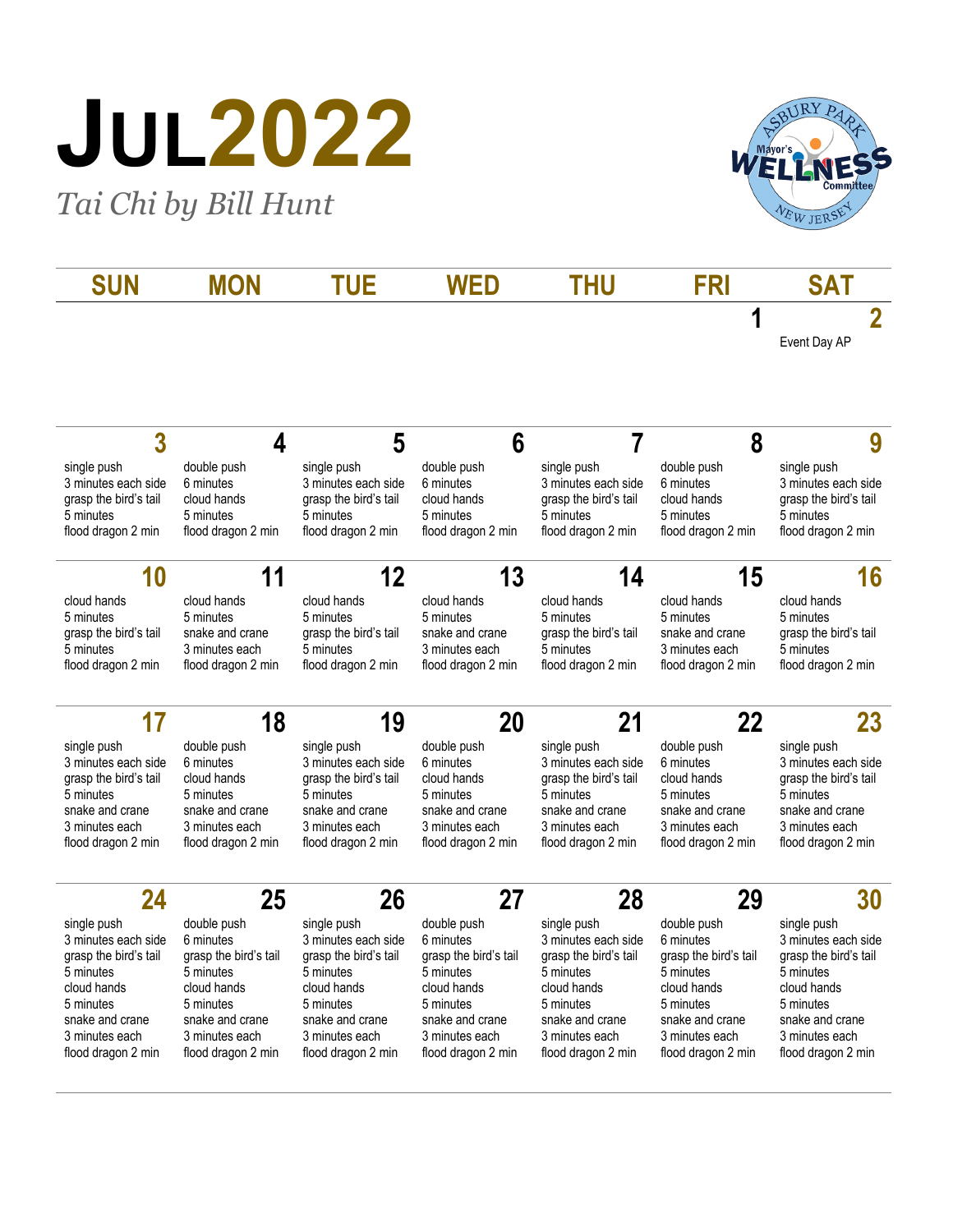# JUL2022

*Tai Chi by Bill Hunt*

Asbury Park Mayor's Wellness Committee New Jersey

| SUN | MON | TUE | WED | THU | FRI | SAT |
|---|---|---|---|---|---|---|
| | | | | | 1 | 2<br>Event Day AP |
| 3<br>single push<br>3 minutes each side<br>grasp the bird's tail<br>5 minutes<br>flood dragon 2 min | 4<br>double push<br>6 minutes<br>cloud hands<br>5 minutes<br>flood dragon 2 min | 5<br>single push<br>3 minutes each side<br>grasp the bird's tail<br>5 minutes<br>flood dragon 2 min | 6<br>double push<br>6 minutes<br>cloud hands<br>5 minutes<br>flood dragon 2 min | 7<br>single push<br>3 minutes each side<br>grasp the bird's tail<br>5 minutes<br>flood dragon 2 min | 8<br>double push<br>6 minutes<br>cloud hands<br>5 minutes<br>flood dragon 2 min | 9<br>single push<br>3 minutes each side<br>grasp the bird's tail<br>5 minutes<br>flood dragon 2 min |
| 10<br>cloud hands<br>5 minutes<br>grasp the bird's tail<br>5 minutes<br>flood dragon 2 min | 11<br>cloud hands<br>5 minutes<br>snake and crane<br>3 minutes each<br>flood dragon 2 min | 12<br>cloud hands<br>5 minutes<br>grasp the bird's tail<br>5 minutes<br>flood dragon 2 min | 13<br>cloud hands<br>5 minutes<br>snake and crane<br>3 minutes each<br>flood dragon 2 min | 14<br>cloud hands<br>5 minutes<br>grasp the bird's tail<br>5 minutes<br>flood dragon 2 min | 15<br>cloud hands<br>5 minutes<br>snake and crane<br>3 minutes each<br>flood dragon 2 min | 16<br>cloud hands<br>5 minutes<br>grasp the bird's tail<br>5 minutes<br>flood dragon 2 min |
| 17<br>single push<br>3 minutes each side<br>grasp the bird's tail<br>5 minutes<br>snake and crane<br>3 minutes each<br>flood dragon 2 min | 18<br>double push<br>6 minutes<br>cloud hands<br>5 minutes<br>snake and crane<br>3 minutes each<br>flood dragon 2 min | 19<br>single push<br>3 minutes each side<br>grasp the bird's tail<br>5 minutes<br>snake and crane<br>3 minutes each<br>flood dragon 2 min | 20<br>double push<br>6 minutes<br>cloud hands<br>5 minutes<br>snake and crane<br>3 minutes each<br>flood dragon 2 min | 21<br>single push<br>3 minutes each side<br>grasp the bird's tail<br>5 minutes<br>snake and crane<br>3 minutes each<br>flood dragon 2 min | 22<br>double push<br>6 minutes<br>cloud hands<br>5 minutes<br>snake and crane<br>3 minutes each<br>flood dragon 2 min | 23<br>single push<br>3 minutes each side<br>grasp the bird's tail<br>5 minutes<br>snake and crane<br>3 minutes each<br>flood dragon 2 min |
| 24<br>single push<br>3 minutes each side<br>grasp the bird's tail<br>5 minutes<br>cloud hands<br>5 minutes<br>snake and crane<br>3 minutes each<br>flood dragon 2 min | 25<br>double push<br>6 minutes<br>grasp the bird's tail<br>5 minutes<br>cloud hands<br>5 minutes<br>snake and crane<br>3 minutes each<br>flood dragon 2 min | 26<br>single push<br>3 minutes each side<br>grasp the bird's tail<br>5 minutes<br>cloud hands<br>5 minutes<br>snake and crane<br>3 minutes each<br>flood dragon 2 min | 27<br>double push<br>6 minutes<br>grasp the bird's tail<br>5 minutes<br>cloud hands<br>5 minutes<br>snake and crane<br>3 minutes each<br>flood dragon 2 min | 28<br>single push<br>3 minutes each side<br>grasp the bird's tail<br>5 minutes<br>cloud hands<br>5 minutes<br>snake and crane<br>3 minutes each<br>flood dragon 2 min | 29<br>double push<br>6 minutes<br>grasp the bird's tail<br>5 minutes<br>cloud hands<br>5 minutes<br>snake and crane<br>3 minutes each<br>flood dragon 2 min | 30<br>single push<br>3 minutes each side<br>grasp the bird's tail<br>5 minutes<br>cloud hands<br>5 minutes<br>snake and crane<br>3 minutes each<br>flood dragon 2 min |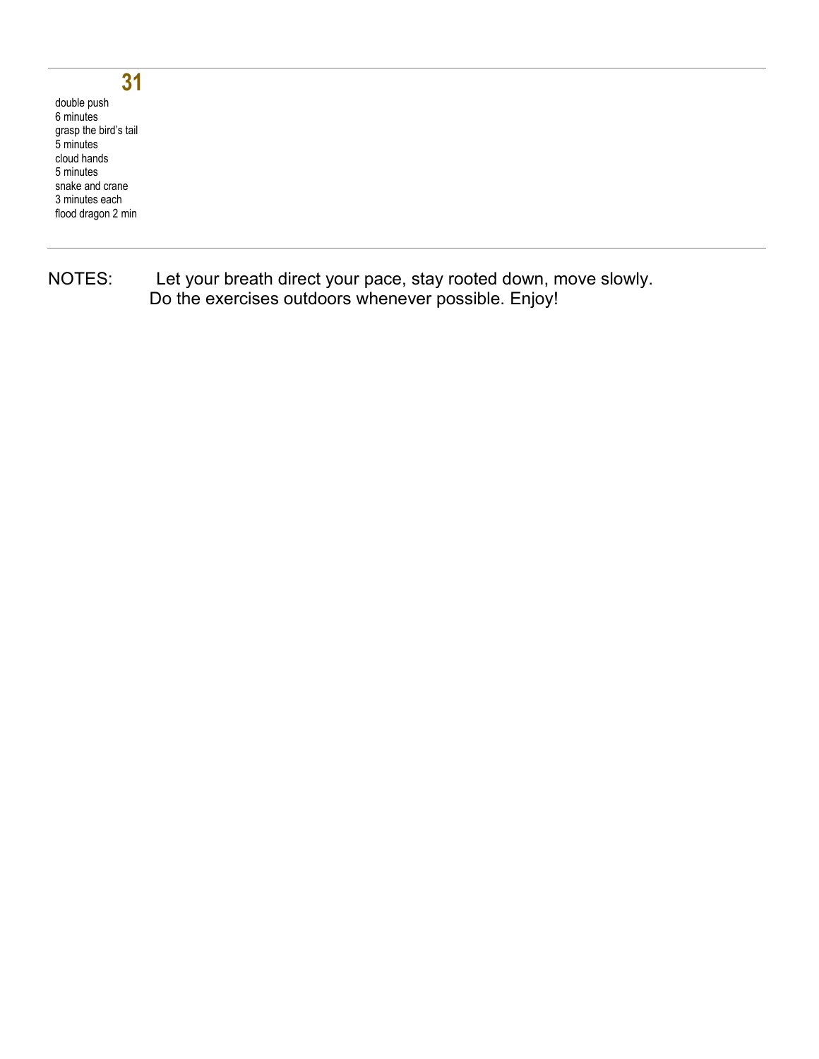**31**

double push
6 minutes
grasp the bird's tail
5 minutes
cloud hands
5 minutes
snake and crane
3 minutes each
flood dragon 2 min

---

NOTES: Let your breath direct your pace, stay rooted down, move slowly. Do the exercises outdoors whenever possible. Enjoy!